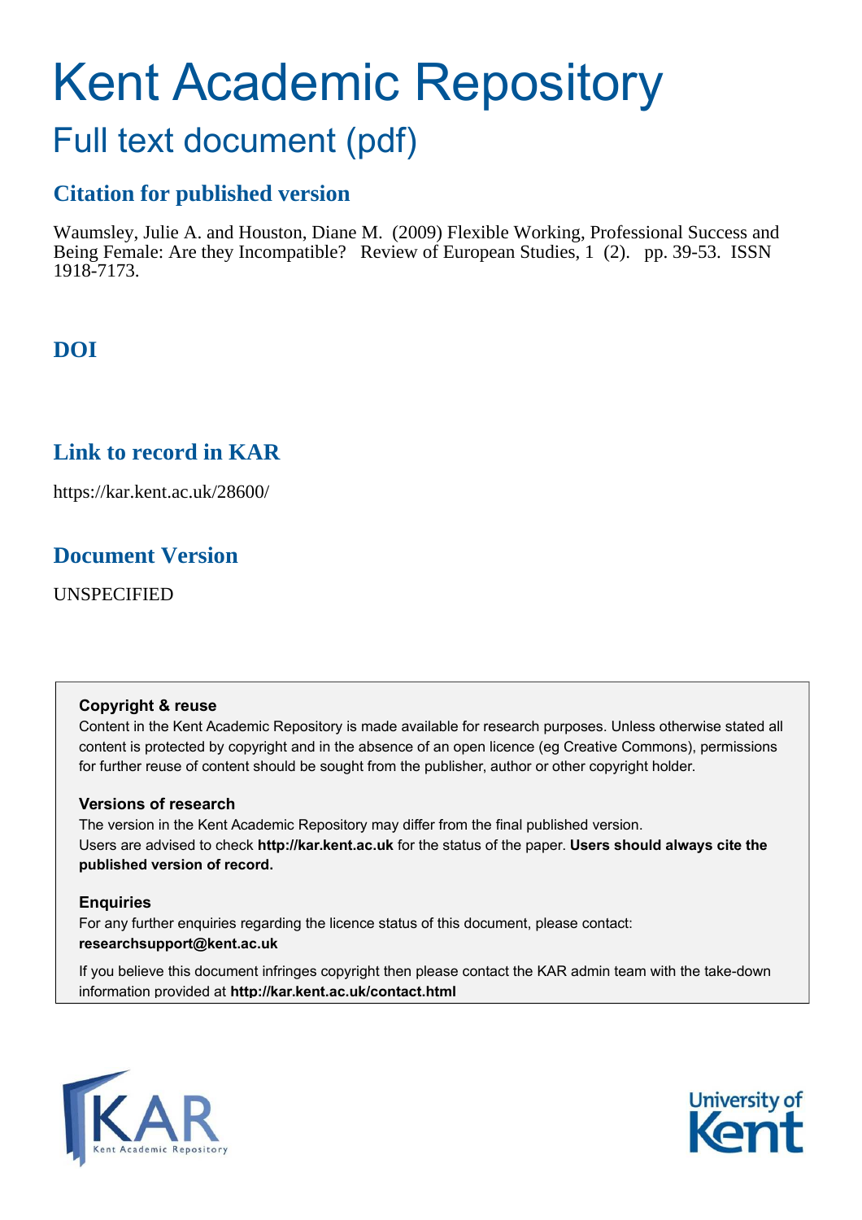# Kent Academic Repository

## Full text document (pdf)

### Citation for published version

Waumsley, Julie A. and Houston, Diane M. (2009) Flexible Working, Professional Success and Being Female: Are they Incompatible? Review of European Studies, 1 (2). pp. 39-53. ISSN 1918-7173.

### DOI

### Link to record in KAR

https://kar.kent.ac.uk/28600/

### Document Version

UNSPECIFIED

**Copyright & reuse**

Content in the Kent Academic Repository is made available for research purposes. Unless otherwise stated all content is protected by copyright and in the absence of an open licence (eg Creative Commons), permissions for further reuse of content should be sought from the publisher, author or other copyright holder.

**Versions of research**

The version in the Kent Academic Repository may differ from the final published version. Users are advised to check **http://kar.kent.ac.uk** for the status of the paper. **Users should always cite the published version of record.**

**Enquiries**

For any further enquiries regarding the licence status of this document, please contact: **researchsupport@kent.ac.uk**

If you believe this document infringes copyright then please contact the KAR admin team with the take-down information provided at **http://kar.kent.ac.uk/contact.html**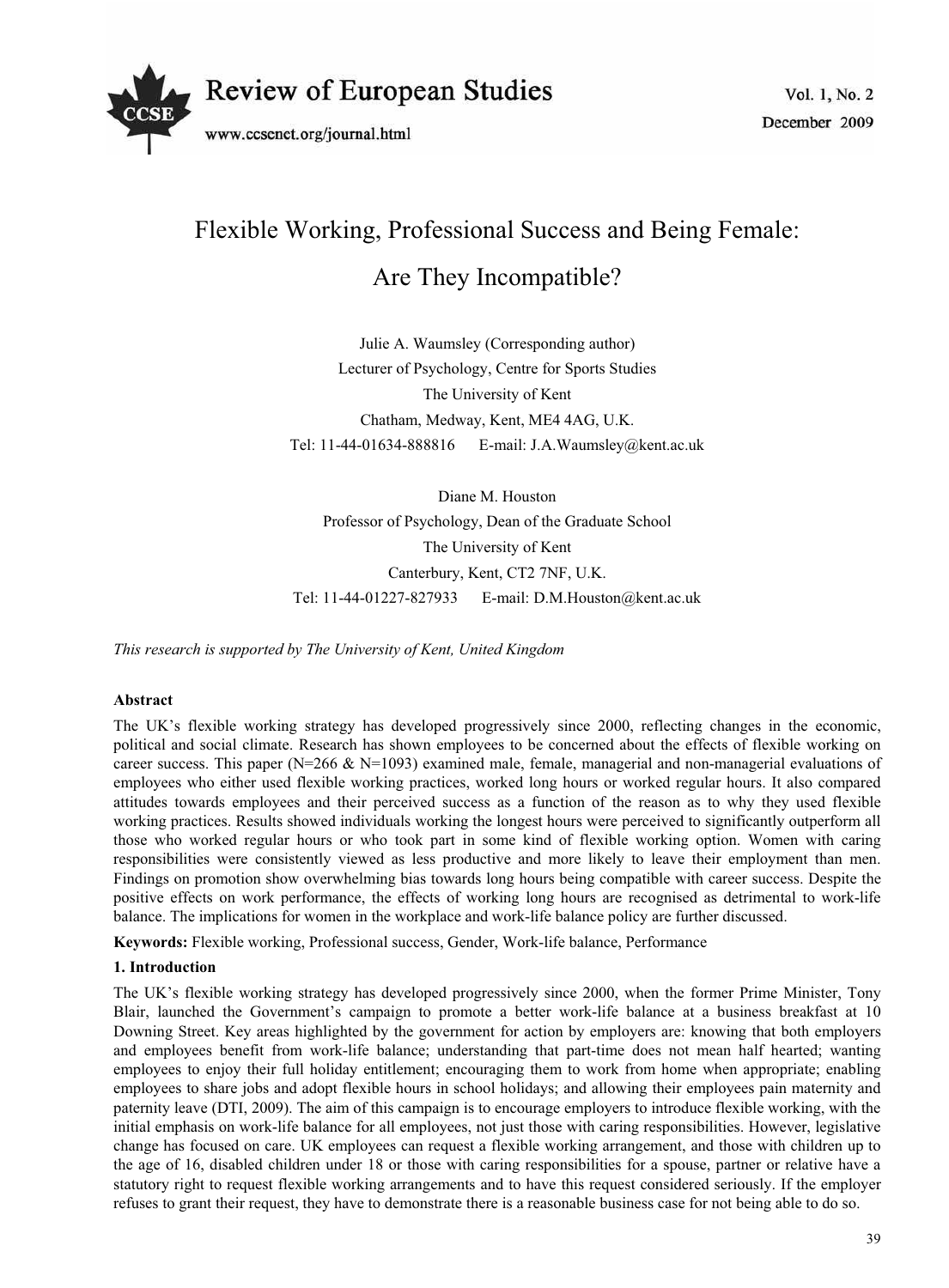# Flexible Working, Professional Success and Being Female: Are They Incompatible?

Julie A. Waumsley (Corresponding author)
Lecturer of Psychology, Centre for Sports Studies
The University of Kent
Chatham, Medway, Kent, ME4 4AG, U.K.
Tel: 11-44-01634-888816 E-mail: J.A.Waumsley@kent.ac.uk

Diane M. Houston
Professor of Psychology, Dean of the Graduate School
The University of Kent
Canterbury, Kent, CT2 7NF, U.K.
Tel: 11-44-01227-827933 E-mail: D.M.Houston@kent.ac.uk

*This research is supported by The University of Kent, United Kingdom*

**Abstract**

The UK's flexible working strategy has developed progressively since 2000, reflecting changes in the economic, political and social climate. Research has shown employees to be concerned about the effects of flexible working on career success. This paper (N=266 & N=1093) examined male, female, managerial and non-managerial evaluations of employees who either used flexible working practices, worked long hours or worked regular hours. It also compared attitudes towards employees and their perceived success as a function of the reason as to why they used flexible working practices. Results showed individuals working the longest hours were perceived to significantly outperform all those who worked regular hours or who took part in some kind of flexible working option. Women with caring responsibilities were consistently viewed as less productive and more likely to leave their employment than men. Findings on promotion show overwhelming bias towards long hours being compatible with career success. Despite the positive effects on work performance, the effects of working long hours are recognised as detrimental to work-life balance. The implications for women in the workplace and work-life balance policy are further discussed.

**Keywords:** Flexible working, Professional success, Gender, Work-life balance, Performance

## 1. Introduction

The UK's flexible working strategy has developed progressively since 2000, when the former Prime Minister, Tony Blair, launched the Government's campaign to promote a better work-life balance at a business breakfast at 10 Downing Street. Key areas highlighted by the government for action by employers are: knowing that both employers and employees benefit from work-life balance; understanding that part-time does not mean half hearted; wanting employees to enjoy their full holiday entitlement; encouraging them to work from home when appropriate; enabling employees to share jobs and adopt flexible hours in school holidays; and allowing their employees pain maternity and paternity leave (DTI, 2009). The aim of this campaign is to encourage employers to introduce flexible working, with the initial emphasis on work-life balance for all employees, not just those with caring responsibilities. However, legislative change has focused on care. UK employees can request a flexible working arrangement, and those with children up to the age of 16, disabled children under 18 or those with caring responsibilities for a spouse, partner or relative have a statutory right to request flexible working arrangements and to have this request considered seriously. If the employer refuses to grant their request, they have to demonstrate there is a reasonable business case for not being able to do so.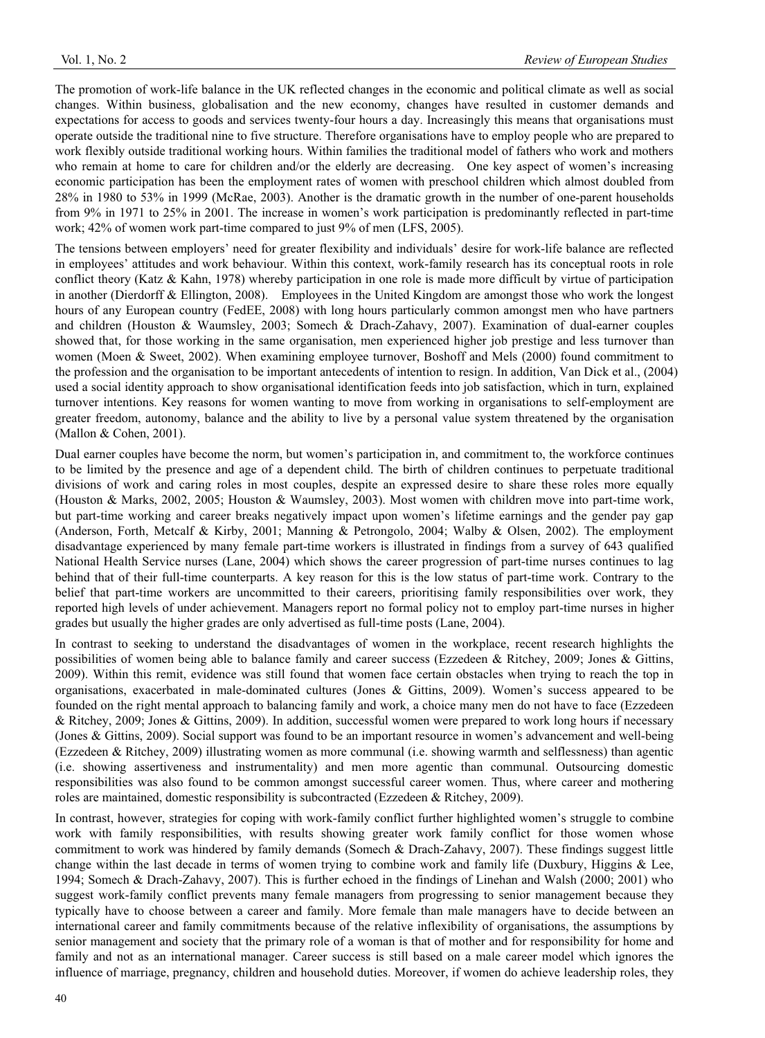The promotion of work-life balance in the UK reflected changes in the economic and political climate as well as social changes. Within business, globalisation and the new economy, changes have resulted in customer demands and expectations for access to goods and services twenty-four hours a day. Increasingly this means that organisations must operate outside the traditional nine to five structure. Therefore organisations have to employ people who are prepared to work flexibly outside traditional working hours. Within families the traditional model of fathers who work and mothers who remain at home to care for children and/or the elderly are decreasing. One key aspect of women's increasing economic participation has been the employment rates of women with preschool children which almost doubled from 28% in 1980 to 53% in 1999 (McRae, 2003). Another is the dramatic growth in the number of one-parent households from 9% in 1971 to 25% in 2001. The increase in women's work participation is predominantly reflected in part-time work; 42% of women work part-time compared to just 9% of men (LFS, 2005).

The tensions between employers' need for greater flexibility and individuals' desire for work-life balance are reflected in employees' attitudes and work behaviour. Within this context, work-family research has its conceptual roots in role conflict theory (Katz & Kahn, 1978) whereby participation in one role is made more difficult by virtue of participation in another (Dierdorff & Ellington, 2008). Employees in the United Kingdom are amongst those who work the longest hours of any European country (FedEE, 2008) with long hours particularly common amongst men who have partners and children (Houston & Waumsley, 2003; Somech & Drach-Zahavy, 2007). Examination of dual-earner couples showed that, for those working in the same organisation, men experienced higher job prestige and less turnover than women (Moen & Sweet, 2002). When examining employee turnover, Boshoff and Mels (2000) found commitment to the profession and the organisation to be important antecedents of intention to resign. In addition, Van Dick et al., (2004) used a social identity approach to show organisational identification feeds into job satisfaction, which in turn, explained turnover intentions. Key reasons for women wanting to move from working in organisations to self-employment are greater freedom, autonomy, balance and the ability to live by a personal value system threatened by the organisation (Mallon & Cohen, 2001).

Dual earner couples have become the norm, but women's participation in, and commitment to, the workforce continues to be limited by the presence and age of a dependent child. The birth of children continues to perpetuate traditional divisions of work and caring roles in most couples, despite an expressed desire to share these roles more equally (Houston & Marks, 2002, 2005; Houston & Waumsley, 2003). Most women with children move into part-time work, but part-time working and career breaks negatively impact upon women's lifetime earnings and the gender pay gap (Anderson, Forth, Metcalf & Kirby, 2001; Manning & Petrongolo, 2004; Walby & Olsen, 2002). The employment disadvantage experienced by many female part-time workers is illustrated in findings from a survey of 643 qualified National Health Service nurses (Lane, 2004) which shows the career progression of part-time nurses continues to lag behind that of their full-time counterparts. A key reason for this is the low status of part-time work. Contrary to the belief that part-time workers are uncommitted to their careers, prioritising family responsibilities over work, they reported high levels of under achievement. Managers report no formal policy not to employ part-time nurses in higher grades but usually the higher grades are only advertised as full-time posts (Lane, 2004).

In contrast to seeking to understand the disadvantages of women in the workplace, recent research highlights the possibilities of women being able to balance family and career success (Ezzedeen & Ritchey, 2009; Jones & Gittins, 2009). Within this remit, evidence was still found that women face certain obstacles when trying to reach the top in organisations, exacerbated in male-dominated cultures (Jones & Gittins, 2009). Women's success appeared to be founded on the right mental approach to balancing family and work, a choice many men do not have to face (Ezzedeen & Ritchey, 2009; Jones & Gittins, 2009). In addition, successful women were prepared to work long hours if necessary (Jones & Gittins, 2009). Social support was found to be an important resource in women's advancement and well-being (Ezzedeen & Ritchey, 2009) illustrating women as more communal (i.e. showing warmth and selflessness) than agentic (i.e. showing assertiveness and instrumentality) and men more agentic than communal. Outsourcing domestic responsibilities was also found to be common amongst successful career women. Thus, where career and mothering roles are maintained, domestic responsibility is subcontracted (Ezzedeen & Ritchey, 2009).

In contrast, however, strategies for coping with work-family conflict further highlighted women's struggle to combine work with family responsibilities, with results showing greater work family conflict for those women whose commitment to work was hindered by family demands (Somech & Drach-Zahavy, 2007). These findings suggest little change within the last decade in terms of women trying to combine work and family life (Duxbury, Higgins & Lee, 1994; Somech & Drach-Zahavy, 2007). This is further echoed in the findings of Linehan and Walsh (2000; 2001) who suggest work-family conflict prevents many female managers from progressing to senior management because they typically have to choose between a career and family. More female than male managers have to decide between an international career and family commitments because of the relative inflexibility of organisations, the assumptions by senior management and society that the primary role of a woman is that of mother and for responsibility for home and family and not as an international manager. Career success is still based on a male career model which ignores the influence of marriage, pregnancy, children and household duties. Moreover, if women do achieve leadership roles, they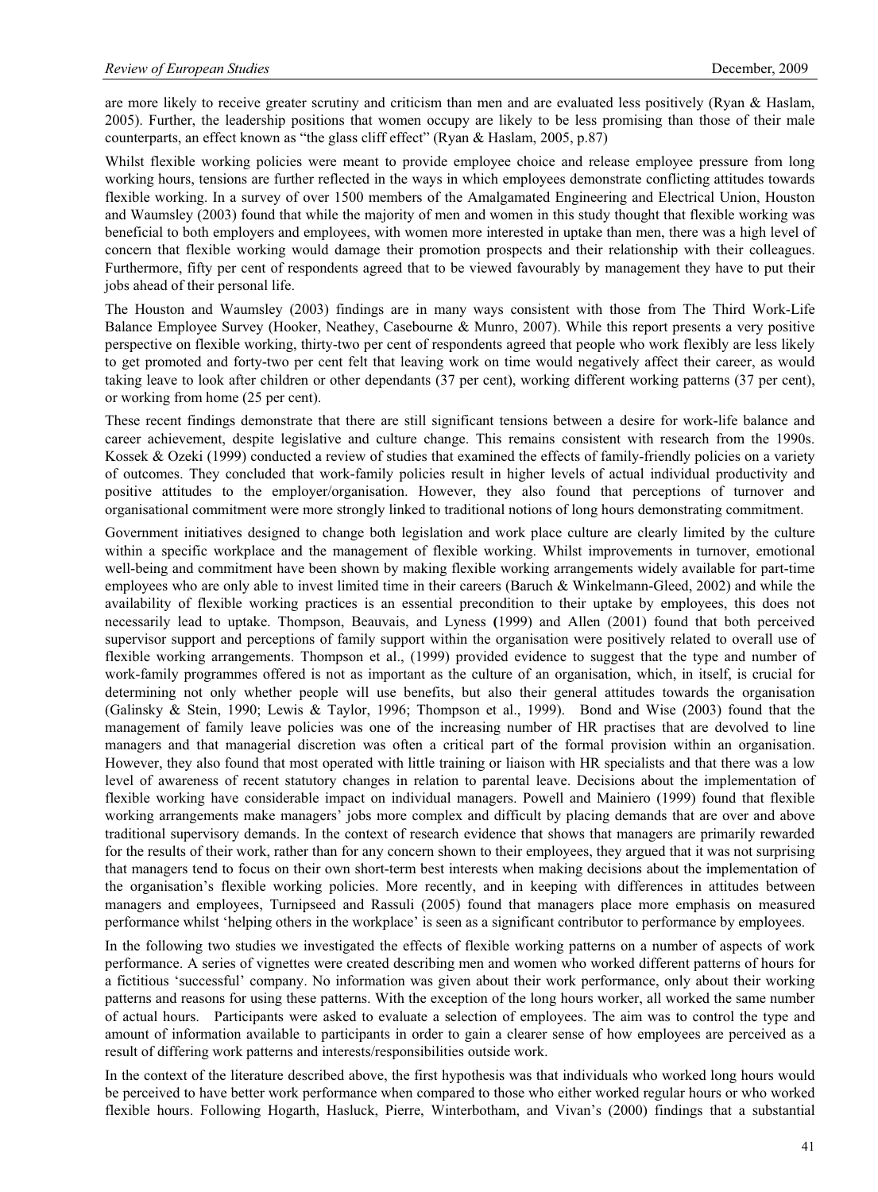are more likely to receive greater scrutiny and criticism than men and are evaluated less positively (Ryan & Haslam, 2005). Further, the leadership positions that women occupy are likely to be less promising than those of their male counterparts, an effect known as "the glass cliff effect" (Ryan & Haslam, 2005, p.87)

Whilst flexible working policies were meant to provide employee choice and release employee pressure from long working hours, tensions are further reflected in the ways in which employees demonstrate conflicting attitudes towards flexible working. In a survey of over 1500 members of the Amalgamated Engineering and Electrical Union, Houston and Waumsley (2003) found that while the majority of men and women in this study thought that flexible working was beneficial to both employers and employees, with women more interested in uptake than men, there was a high level of concern that flexible working would damage their promotion prospects and their relationship with their colleagues. Furthermore, fifty per cent of respondents agreed that to be viewed favourably by management they have to put their jobs ahead of their personal life.

The Houston and Waumsley (2003) findings are in many ways consistent with those from The Third Work-Life Balance Employee Survey (Hooker, Neathey, Casebourne & Munro, 2007). While this report presents a very positive perspective on flexible working, thirty-two per cent of respondents agreed that people who work flexibly are less likely to get promoted and forty-two per cent felt that leaving work on time would negatively affect their career, as would taking leave to look after children or other dependants (37 per cent), working different working patterns (37 per cent), or working from home (25 per cent).

These recent findings demonstrate that there are still significant tensions between a desire for work-life balance and career achievement, despite legislative and culture change. This remains consistent with research from the 1990s. Kossek & Ozeki (1999) conducted a review of studies that examined the effects of family-friendly policies on a variety of outcomes. They concluded that work-family policies result in higher levels of actual individual productivity and positive attitudes to the employer/organisation. However, they also found that perceptions of turnover and organisational commitment were more strongly linked to traditional notions of long hours demonstrating commitment.

Government initiatives designed to change both legislation and work place culture are clearly limited by the culture within a specific workplace and the management of flexible working. Whilst improvements in turnover, emotional well-being and commitment have been shown by making flexible working arrangements widely available for part-time employees who are only able to invest limited time in their careers (Baruch & Winkelmann-Gleed, 2002) and while the availability of flexible working practices is an essential precondition to their uptake by employees, this does not necessarily lead to uptake. Thompson, Beauvais, and Lyness (1999) and Allen (2001) found that both perceived supervisor support and perceptions of family support within the organisation were positively related to overall use of flexible working arrangements. Thompson et al., (1999) provided evidence to suggest that the type and number of work-family programmes offered is not as important as the culture of an organisation, which, in itself, is crucial for determining not only whether people will use benefits, but also their general attitudes towards the organisation (Galinsky & Stein, 1990; Lewis & Taylor, 1996; Thompson et al., 1999). Bond and Wise (2003) found that the management of family leave policies was one of the increasing number of HR practises that are devolved to line managers and that managerial discretion was often a critical part of the formal provision within an organisation. However, they also found that most operated with little training or liaison with HR specialists and that there was a low level of awareness of recent statutory changes in relation to parental leave. Decisions about the implementation of flexible working have considerable impact on individual managers. Powell and Mainiero (1999) found that flexible working arrangements make managers' jobs more complex and difficult by placing demands that are over and above traditional supervisory demands. In the context of research evidence that shows that managers are primarily rewarded for the results of their work, rather than for any concern shown to their employees, they argued that it was not surprising that managers tend to focus on their own short-term best interests when making decisions about the implementation of the organisation's flexible working policies. More recently, and in keeping with differences in attitudes between managers and employees, Turnipseed and Rassuli (2005) found that managers place more emphasis on measured performance whilst 'helping others in the workplace' is seen as a significant contributor to performance by employees.

In the following two studies we investigated the effects of flexible working patterns on a number of aspects of work performance. A series of vignettes were created describing men and women who worked different patterns of hours for a fictitious 'successful' company. No information was given about their work performance, only about their working patterns and reasons for using these patterns. With the exception of the long hours worker, all worked the same number of actual hours. Participants were asked to evaluate a selection of employees. The aim was to control the type and amount of information available to participants in order to gain a clearer sense of how employees are perceived as a result of differing work patterns and interests/responsibilities outside work.

In the context of the literature described above, the first hypothesis was that individuals who worked long hours would be perceived to have better work performance when compared to those who either worked regular hours or who worked flexible hours. Following Hogarth, Hasluck, Pierre, Winterbotham, and Vivan's (2000) findings that a substantial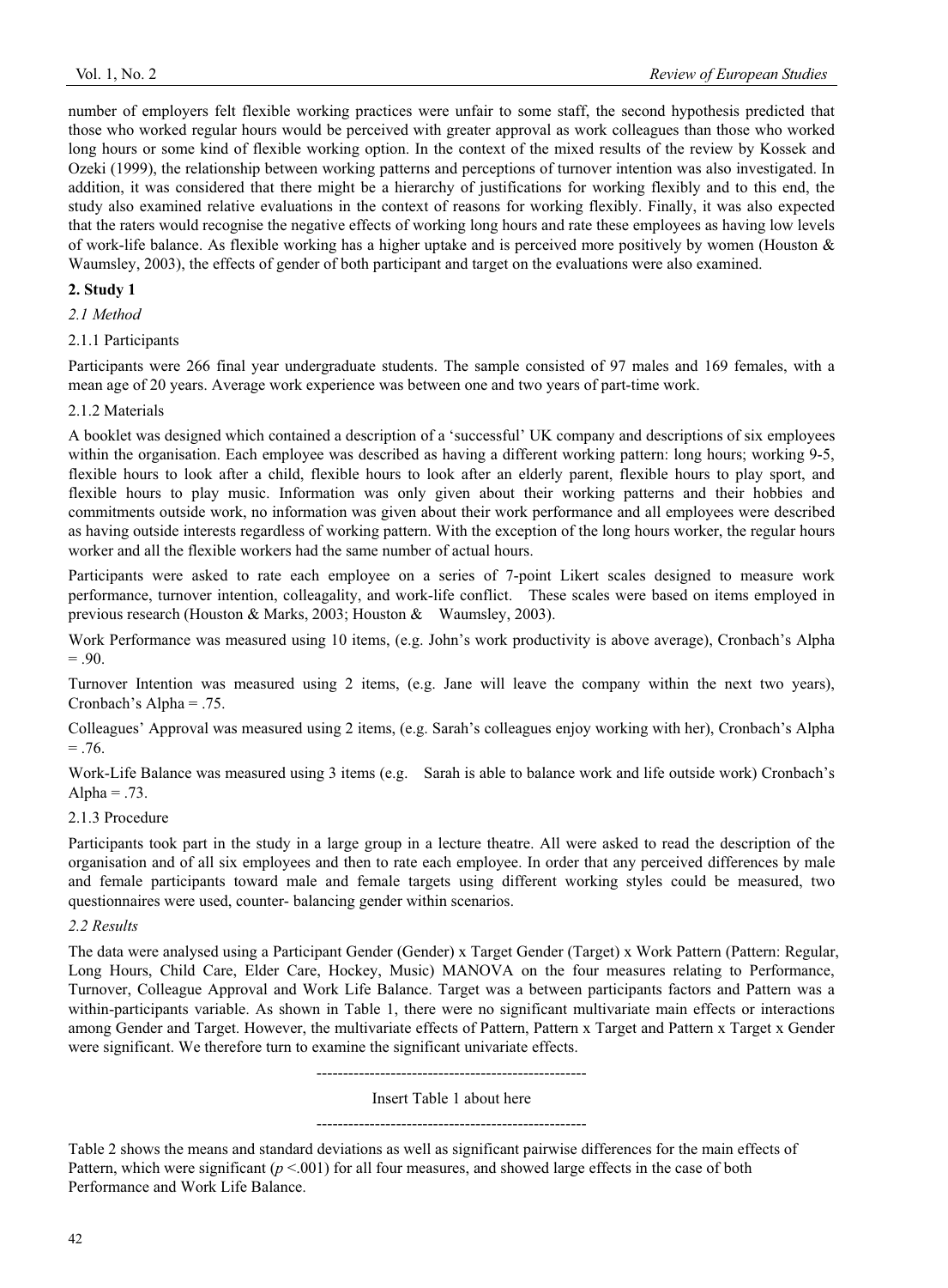number of employers felt flexible working practices were unfair to some staff, the second hypothesis predicted that those who worked regular hours would be perceived with greater approval as work colleagues than those who worked long hours or some kind of flexible working option. In the context of the mixed results of the review by Kossek and Ozeki (1999), the relationship between working patterns and perceptions of turnover intention was also investigated. In addition, it was considered that there might be a hierarchy of justifications for working flexibly and to this end, the study also examined relative evaluations in the context of reasons for working flexibly. Finally, it was also expected that the raters would recognise the negative effects of working long hours and rate these employees as having low levels of work-life balance. As flexible working has a higher uptake and is perceived more positively by women (Houston & Waumsley, 2003), the effects of gender of both participant and target on the evaluations were also examined.

## 2. Study 1

### *2.1 Method*

#### 2.1.1 Participants

Participants were 266 final year undergraduate students. The sample consisted of 97 males and 169 females, with a mean age of 20 years. Average work experience was between one and two years of part-time work.

#### 2.1.2 Materials

A booklet was designed which contained a description of a 'successful' UK company and descriptions of six employees within the organisation. Each employee was described as having a different working pattern: long hours; working 9-5, flexible hours to look after a child, flexible hours to look after an elderly parent, flexible hours to play sport, and flexible hours to play music. Information was only given about their working patterns and their hobbies and commitments outside work, no information was given about their work performance and all employees were described as having outside interests regardless of working pattern. With the exception of the long hours worker, the regular hours worker and all the flexible workers had the same number of actual hours.

Participants were asked to rate each employee on a series of 7-point Likert scales designed to measure work performance, turnover intention, colleagality, and work-life conflict. These scales were based on items employed in previous research (Houston & Marks, 2003; Houston & Waumsley, 2003).

Work Performance was measured using 10 items, (e.g. John's work productivity is above average), Cronbach's Alpha = .90.

Turnover Intention was measured using 2 items, (e.g. Jane will leave the company within the next two years), Cronbach's Alpha = .75.

Colleagues' Approval was measured using 2 items, (e.g. Sarah's colleagues enjoy working with her), Cronbach's Alpha = .76.

Work-Life Balance was measured using 3 items (e.g. Sarah is able to balance work and life outside work) Cronbach's Alpha = .73.

#### 2.1.3 Procedure

Participants took part in the study in a large group in a lecture theatre. All were asked to read the description of the organisation and of all six employees and then to rate each employee. In order that any perceived differences by male and female participants toward male and female targets using different working styles could be measured, two questionnaires were used, counter- balancing gender within scenarios.

### *2.2 Results*

The data were analysed using a Participant Gender (Gender) x Target Gender (Target) x Work Pattern (Pattern: Regular, Long Hours, Child Care, Elder Care, Hockey, Music) MANOVA on the four measures relating to Performance, Turnover, Colleague Approval and Work Life Balance. Target was a between participants factors and Pattern was a within-participants variable. As shown in Table 1, there were no significant multivariate main effects or interactions among Gender and Target. However, the multivariate effects of Pattern, Pattern x Target and Pattern x Target x Gender were significant. We therefore turn to examine the significant univariate effects.

---------------------------------------------------

Insert Table 1 about here

---------------------------------------------------

Table 2 shows the means and standard deviations as well as significant pairwise differences for the main effects of Pattern, which were significant ($p < .001$) for all four measures, and showed large effects in the case of both Performance and Work Life Balance.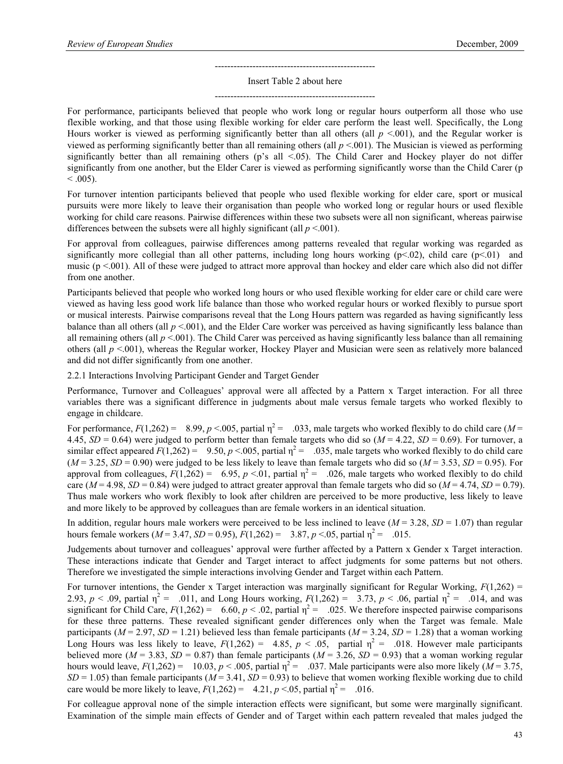---------------------------------------------------

Insert Table 2 about here

---------------------------------------------------

For performance, participants believed that people who work long or regular hours outperform all those who use flexible working, and that those using flexible working for elder care perform the least well. Specifically, the Long Hours worker is viewed as performing significantly better than all others (all $p$ <.001), and the Regular worker is viewed as performing significantly better than all remaining others (all $p$ <.001). The Musician is viewed as performing significantly better than all remaining others (p's all <.05). The Child Carer and Hockey player do not differ significantly from one another, but the Elder Carer is viewed as performing significantly worse than the Child Carer (p < .005).

For turnover intention participants believed that people who used flexible working for elder care, sport or musical pursuits were more likely to leave their organisation than people who worked long or regular hours or used flexible working for child care reasons. Pairwise differences within these two subsets were all non significant, whereas pairwise differences between the subsets were all highly significant (all $p$ <.001).

For approval from colleagues, pairwise differences among patterns revealed that regular working was regarded as significantly more collegial than all other patterns, including long hours working (p<.02), child care (p<.01) and music (p <.001). All of these were judged to attract more approval than hockey and elder care which also did not differ from one another.

Participants believed that people who worked long hours or who used flexible working for elder care or child care were viewed as having less good work life balance than those who worked regular hours or worked flexibly to pursue sport or musical interests. Pairwise comparisons reveal that the Long Hours pattern was regarded as having significantly less balance than all others (all $p$ <.001), and the Elder Care worker was perceived as having significantly less balance than all remaining others (all $p$ <.001). The Child Carer was perceived as having significantly less balance than all remaining others (all $p$ <.001), whereas the Regular worker, Hockey Player and Musician were seen as relatively more balanced and did not differ significantly from one another.

### 2.2.1 Interactions Involving Participant Gender and Target Gender

Performance, Turnover and Colleagues' approval were all affected by a Pattern x Target interaction. For all three variables there was a significant difference in judgments about male versus female targets who worked flexibly to engage in childcare.

For performance, $F(1,262) = 8.99$, $p$ <.005, partial $\eta^2 = .033$, male targets who worked flexibly to do child care ($M$ = 4.45, $SD$ = 0.64) were judged to perform better than female targets who did so ($M$ = 4.22, $SD$ = 0.69). For turnover, a similar effect appeared $F(1,262) = 9.50$, $p$ <.005, partial $\eta^2 = .035$, male targets who worked flexibly to do child care ($M$ = 3.25, $SD$ = 0.90) were judged to be less likely to leave than female targets who did so ($M$ = 3.53, $SD$ = 0.95). For approval from colleagues, $F(1,262) = 6.95$, $p$ <.01, partial $\eta^2 = .026$, male targets who worked flexibly to do child care ($M$ = 4.98, $SD$ = 0.84) were judged to attract greater approval than female targets who did so ($M$ = 4.74, $SD$ = 0.79). Thus male workers who work flexibly to look after children are perceived to be more productive, less likely to leave and more likely to be approved by colleagues than are female workers in an identical situation.

In addition, regular hours male workers were perceived to be less inclined to leave ($M$ = 3.28, $SD$ = 1.07) than regular hours female workers ($M$ = 3.47, $SD$ = 0.95), $F(1,262) = 3.87$, $p$ <.05, partial $\eta^2 = .015$.

Judgements about turnover and colleagues' approval were further affected by a Pattern x Gender x Target interaction. These interactions indicate that Gender and Target interact to affect judgments for some patterns but not others. Therefore we investigated the simple interactions involving Gender and Target within each Pattern.

For turnover intentions, the Gender x Target interaction was marginally significant for Regular Working, $F(1,262) = 2.93$, $p < .09$, partial $\eta^2 = .011$, and Long Hours working, $F(1,262) = 3.73$, $p < .06$, partial $\eta^2 = .014$, and was significant for Child Care, $F(1,262) = 6.60$, $p < .02$, partial $\eta^2 = .025$. We therefore inspected pairwise comparisons for these three patterns. These revealed significant gender differences only when the Target was female. Male participants ($M$ = 2.97, $SD$ = 1.21) believed less than female participants ($M$ = 3.24, $SD$ = 1.28) that a woman working Long Hours was less likely to leave, $F(1,262) = 4.85$, $p < .05$, partial $\eta^2 = .018$. However male participants believed more ($M$ = 3.83, $SD$ = 0.87) than female participants ($M$ = 3.26, $SD$ = 0.93) that a woman working regular hours would leave, $F(1,262) = 10.03$, $p < .005$, partial $\eta^2 = .037$. Male participants were also more likely ($M$ = 3.75, $SD$ = 1.05) than female participants ($M$ = 3.41, $SD$ = 0.93) to believe that women working flexible working due to child care would be more likely to leave, $F(1,262) = 4.21$, $p$ <.05, partial $\eta^2 = .016$.

For colleague approval none of the simple interaction effects were significant, but some were marginally significant. Examination of the simple main effects of Gender and of Target within each pattern revealed that males judged the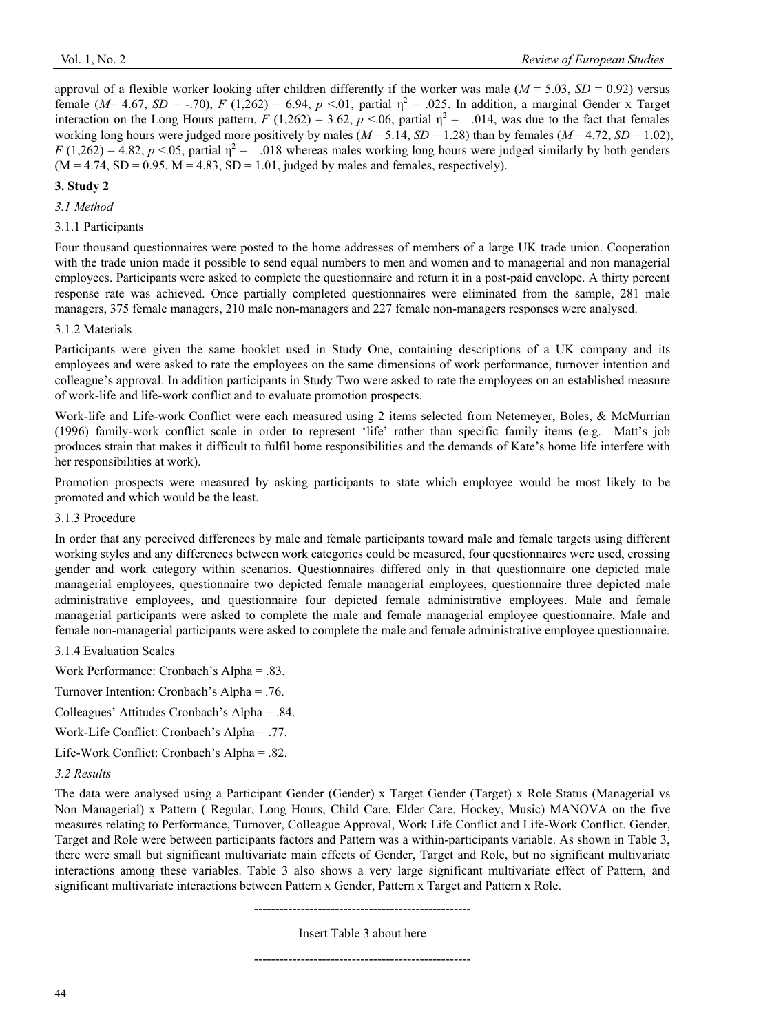approval of a flexible worker looking after children differently if the worker was male ($M$ = 5.03, $SD$ = 0.92) versus female ($M$= 4.67, $SD$ = -.70), $F$ (1,262) = 6.94, $p$ <.01, partial $\eta^2$ = .025. In addition, a marginal Gender x Target interaction on the Long Hours pattern, $F$ (1,262) = 3.62, $p$ <.06, partial $\eta^2$ = .014, was due to the fact that females working long hours were judged more positively by males ($M$ = 5.14, $SD$ = 1.28) than by females ($M$ = 4.72, $SD$ = 1.02), $F$ (1,262) = 4.82, $p$ <.05, partial $\eta^2$ = .018 whereas males working long hours were judged similarly by both genders (M = 4.74, SD = 0.95, M = 4.83, SD = 1.01, judged by males and females, respectively).

## 3. Study 2

### *3.1 Method*

#### 3.1.1 Participants

Four thousand questionnaires were posted to the home addresses of members of a large UK trade union. Cooperation with the trade union made it possible to send equal numbers to men and women and to managerial and non managerial employees. Participants were asked to complete the questionnaire and return it in a post-paid envelope. A thirty percent response rate was achieved. Once partially completed questionnaires were eliminated from the sample, 281 male managers, 375 female managers, 210 male non-managers and 227 female non-managers responses were analysed.

#### 3.1.2 Materials

Participants were given the same booklet used in Study One, containing descriptions of a UK company and its employees and were asked to rate the employees on the same dimensions of work performance, turnover intention and colleague's approval. In addition participants in Study Two were asked to rate the employees on an established measure of work-life and life-work conflict and to evaluate promotion prospects.

Work-life and Life-work Conflict were each measured using 2 items selected from Netemeyer, Boles, & McMurrian (1996) family-work conflict scale in order to represent 'life' rather than specific family items (e.g. Matt's job produces strain that makes it difficult to fulfil home responsibilities and the demands of Kate's home life interfere with her responsibilities at work).

Promotion prospects were measured by asking participants to state which employee would be most likely to be promoted and which would be the least.

#### 3.1.3 Procedure

In order that any perceived differences by male and female participants toward male and female targets using different working styles and any differences between work categories could be measured, four questionnaires were used, crossing gender and work category within scenarios. Questionnaires differed only in that questionnaire one depicted male managerial employees, questionnaire two depicted female managerial employees, questionnaire three depicted male administrative employees, and questionnaire four depicted female administrative employees. Male and female managerial participants were asked to complete the male and female managerial employee questionnaire. Male and female non-managerial participants were asked to complete the male and female administrative employee questionnaire.

#### 3.1.4 Evaluation Scales

Work Performance: Cronbach's Alpha = .83.

Turnover Intention: Cronbach's Alpha = .76.

Colleagues' Attitudes Cronbach's Alpha = .84.

Work-Life Conflict: Cronbach's Alpha = .77.

Life-Work Conflict: Cronbach's Alpha = .82.

### *3.2 Results*

The data were analysed using a Participant Gender (Gender) x Target Gender (Target) x Role Status (Managerial vs Non Managerial) x Pattern ( Regular, Long Hours, Child Care, Elder Care, Hockey, Music) MANOVA on the five measures relating to Performance, Turnover, Colleague Approval, Work Life Conflict and Life-Work Conflict. Gender, Target and Role were between participants factors and Pattern was a within-participants variable. As shown in Table 3, there were small but significant multivariate main effects of Gender, Target and Role, but no significant multivariate interactions among these variables. Table 3 also shows a very large significant multivariate effect of Pattern, and significant multivariate interactions between Pattern x Gender, Pattern x Target and Pattern x Role.

---------------------------------------------------

Insert Table 3 about here

---------------------------------------------------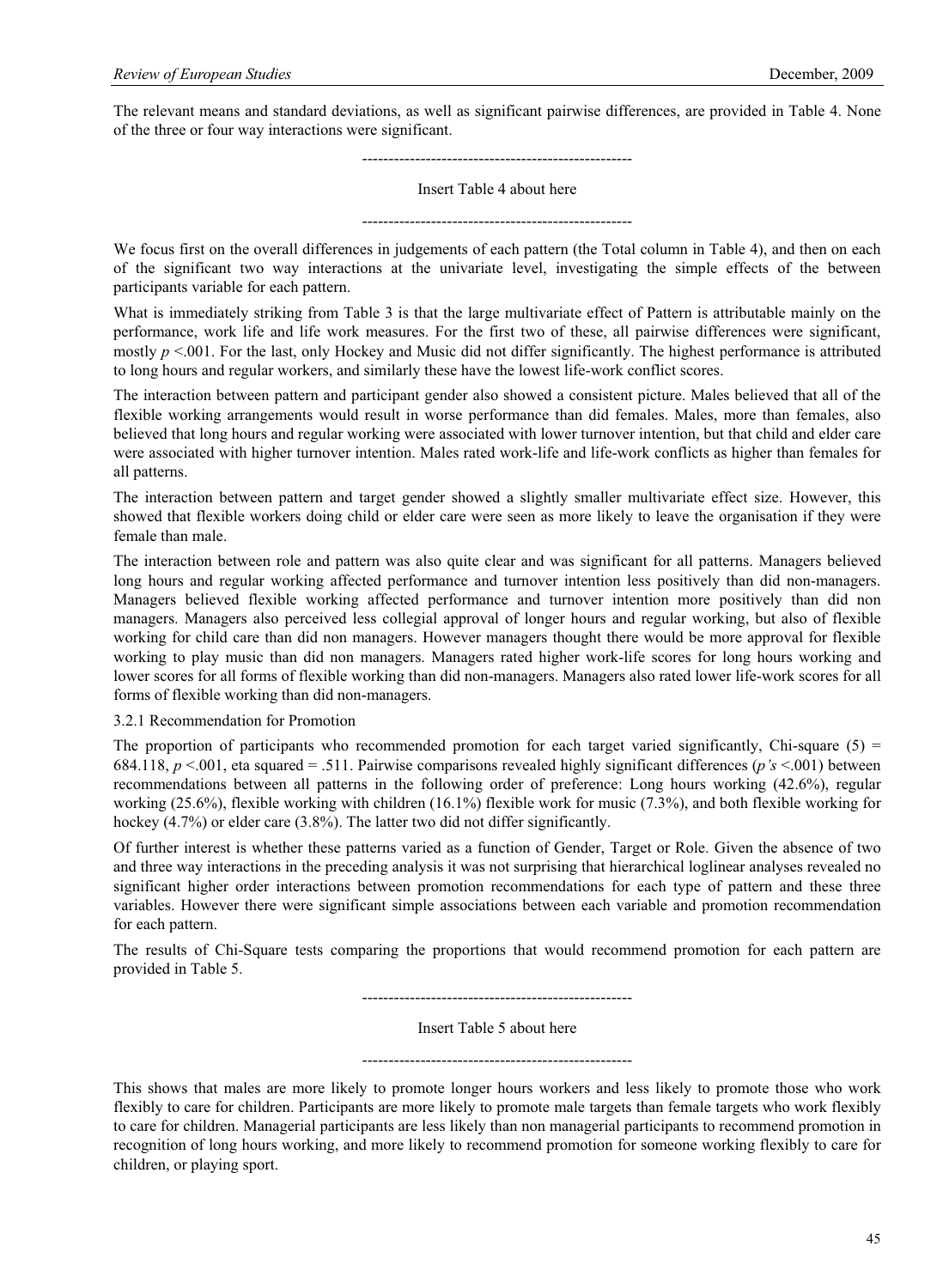The relevant means and standard deviations, as well as significant pairwise differences, are provided in Table 4. None of the three or four way interactions were significant.

---------------------------------------------------

Insert Table 4 about here

---------------------------------------------------

We focus first on the overall differences in judgements of each pattern (the Total column in Table 4), and then on each of the significant two way interactions at the univariate level, investigating the simple effects of the between participants variable for each pattern.

What is immediately striking from Table 3 is that the large multivariate effect of Pattern is attributable mainly on the performance, work life and life work measures. For the first two of these, all pairwise differences were significant, mostly $p < .001$. For the last, only Hockey and Music did not differ significantly. The highest performance is attributed to long hours and regular workers, and similarly these have the lowest life-work conflict scores.

The interaction between pattern and participant gender also showed a consistent picture. Males believed that all of the flexible working arrangements would result in worse performance than did females. Males, more than females, also believed that long hours and regular working were associated with lower turnover intention, but that child and elder care were associated with higher turnover intention. Males rated work-life and life-work conflicts as higher than females for all patterns.

The interaction between pattern and target gender showed a slightly smaller multivariate effect size. However, this showed that flexible workers doing child or elder care were seen as more likely to leave the organisation if they were female than male.

The interaction between role and pattern was also quite clear and was significant for all patterns. Managers believed long hours and regular working affected performance and turnover intention less positively than did non-managers. Managers believed flexible working affected performance and turnover intention more positively than did non managers. Managers also perceived less collegial approval of longer hours and regular working, but also of flexible working for child care than did non managers. However managers thought there would be more approval for flexible working to play music than did non managers. Managers rated higher work-life scores for long hours working and lower scores for all forms of flexible working than did non-managers. Managers also rated lower life-work scores for all forms of flexible working than did non-managers.

3.2.1 Recommendation for Promotion

The proportion of participants who recommended promotion for each target varied significantly, Chi-square (5) = 684.118, $p < .001$, eta squared = .511. Pairwise comparisons revealed highly significant differences (*p's* <.001) between recommendations between all patterns in the following order of preference: Long hours working (42.6%), regular working (25.6%), flexible working with children (16.1%) flexible work for music (7.3%), and both flexible working for hockey (4.7%) or elder care (3.8%). The latter two did not differ significantly.

Of further interest is whether these patterns varied as a function of Gender, Target or Role. Given the absence of two and three way interactions in the preceding analysis it was not surprising that hierarchical loglinear analyses revealed no significant higher order interactions between promotion recommendations for each type of pattern and these three variables. However there were significant simple associations between each variable and promotion recommendation for each pattern.

The results of Chi-Square tests comparing the proportions that would recommend promotion for each pattern are provided in Table 5.

---------------------------------------------------

Insert Table 5 about here

---------------------------------------------------

This shows that males are more likely to promote longer hours workers and less likely to promote those who work flexibly to care for children. Participants are more likely to promote male targets than female targets who work flexibly to care for children. Managerial participants are less likely than non managerial participants to recommend promotion in recognition of long hours working, and more likely to recommend promotion for someone working flexibly to care for children, or playing sport.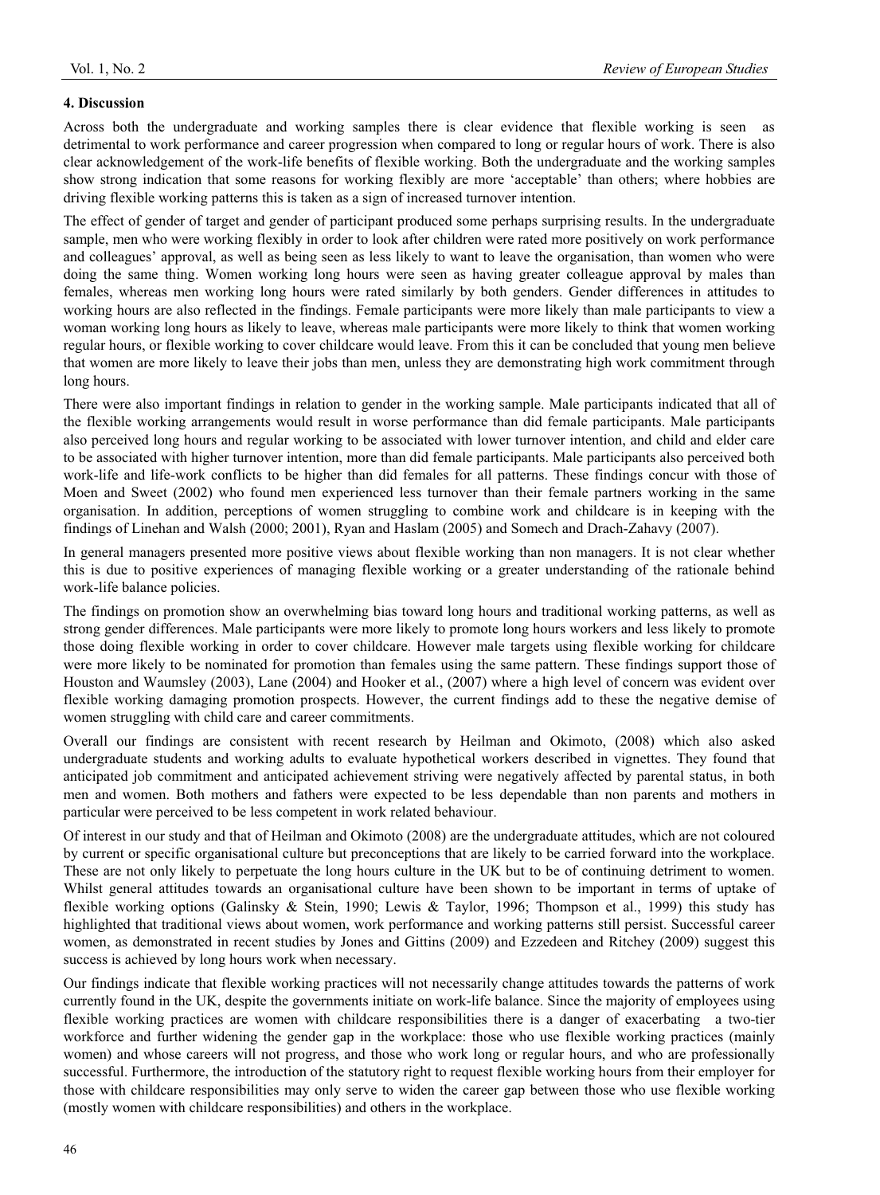## 4. Discussion

Across both the undergraduate and working samples there is clear evidence that flexible working is seen as detrimental to work performance and career progression when compared to long or regular hours of work. There is also clear acknowledgement of the work-life benefits of flexible working. Both the undergraduate and the working samples show strong indication that some reasons for working flexibly are more 'acceptable' than others; where hobbies are driving flexible working patterns this is taken as a sign of increased turnover intention.

The effect of gender of target and gender of participant produced some perhaps surprising results. In the undergraduate sample, men who were working flexibly in order to look after children were rated more positively on work performance and colleagues' approval, as well as being seen as less likely to want to leave the organisation, than women who were doing the same thing. Women working long hours were seen as having greater colleague approval by males than females, whereas men working long hours were rated similarly by both genders. Gender differences in attitudes to working hours are also reflected in the findings. Female participants were more likely than male participants to view a woman working long hours as likely to leave, whereas male participants were more likely to think that women working regular hours, or flexible working to cover childcare would leave. From this it can be concluded that young men believe that women are more likely to leave their jobs than men, unless they are demonstrating high work commitment through long hours.

There were also important findings in relation to gender in the working sample. Male participants indicated that all of the flexible working arrangements would result in worse performance than did female participants. Male participants also perceived long hours and regular working to be associated with lower turnover intention, and child and elder care to be associated with higher turnover intention, more than did female participants. Male participants also perceived both work-life and life-work conflicts to be higher than did females for all patterns. These findings concur with those of Moen and Sweet (2002) who found men experienced less turnover than their female partners working in the same organisation. In addition, perceptions of women struggling to combine work and childcare is in keeping with the findings of Linehan and Walsh (2000; 2001), Ryan and Haslam (2005) and Somech and Drach-Zahavy (2007).

In general managers presented more positive views about flexible working than non managers. It is not clear whether this is due to positive experiences of managing flexible working or a greater understanding of the rationale behind work-life balance policies.

The findings on promotion show an overwhelming bias toward long hours and traditional working patterns, as well as strong gender differences. Male participants were more likely to promote long hours workers and less likely to promote those doing flexible working in order to cover childcare. However male targets using flexible working for childcare were more likely to be nominated for promotion than females using the same pattern. These findings support those of Houston and Waumsley (2003), Lane (2004) and Hooker et al., (2007) where a high level of concern was evident over flexible working damaging promotion prospects. However, the current findings add to these the negative demise of women struggling with child care and career commitments.

Overall our findings are consistent with recent research by Heilman and Okimoto, (2008) which also asked undergraduate students and working adults to evaluate hypothetical workers described in vignettes. They found that anticipated job commitment and anticipated achievement striving were negatively affected by parental status, in both men and women. Both mothers and fathers were expected to be less dependable than non parents and mothers in particular were perceived to be less competent in work related behaviour.

Of interest in our study and that of Heilman and Okimoto (2008) are the undergraduate attitudes, which are not coloured by current or specific organisational culture but preconceptions that are likely to be carried forward into the workplace. These are not only likely to perpetuate the long hours culture in the UK but to be of continuing detriment to women. Whilst general attitudes towards an organisational culture have been shown to be important in terms of uptake of flexible working options (Galinsky & Stein, 1990; Lewis & Taylor, 1996; Thompson et al., 1999) this study has highlighted that traditional views about women, work performance and working patterns still persist. Successful career women, as demonstrated in recent studies by Jones and Gittins (2009) and Ezzedeen and Ritchey (2009) suggest this success is achieved by long hours work when necessary.

Our findings indicate that flexible working practices will not necessarily change attitudes towards the patterns of work currently found in the UK, despite the governments initiate on work-life balance. Since the majority of employees using flexible working practices are women with childcare responsibilities there is a danger of exacerbating a two-tier workforce and further widening the gender gap in the workplace: those who use flexible working practices (mainly women) and whose careers will not progress, and those who work long or regular hours, and who are professionally successful. Furthermore, the introduction of the statutory right to request flexible working hours from their employer for those with childcare responsibilities may only serve to widen the career gap between those who use flexible working (mostly women with childcare responsibilities) and others in the workplace.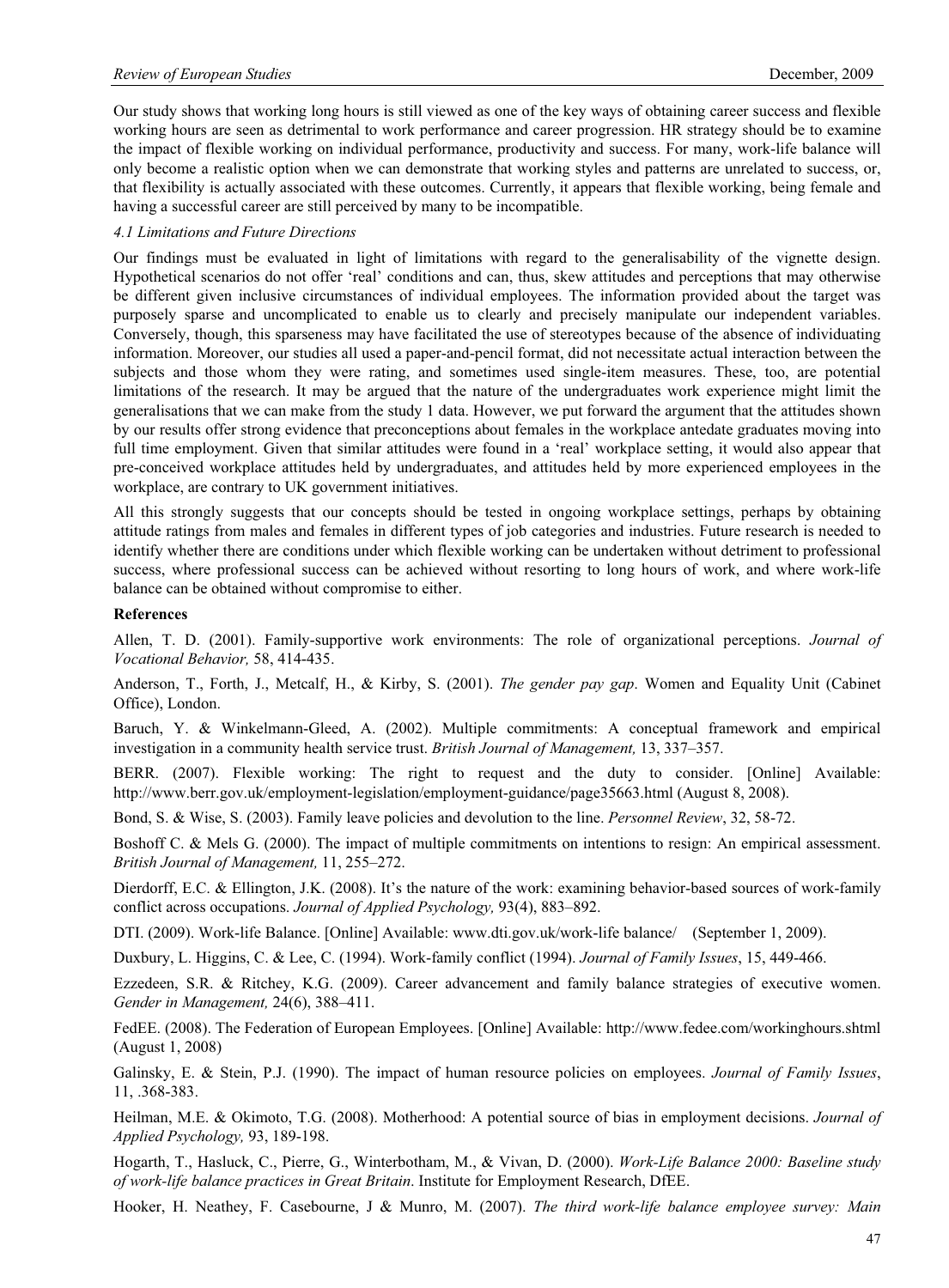Our study shows that working long hours is still viewed as one of the key ways of obtaining career success and flexible working hours are seen as detrimental to work performance and career progression. HR strategy should be to examine the impact of flexible working on individual performance, productivity and success. For many, work-life balance will only become a realistic option when we can demonstrate that working styles and patterns are unrelated to success, or, that flexibility is actually associated with these outcomes. Currently, it appears that flexible working, being female and having a successful career are still perceived by many to be incompatible.

### *4.1 Limitations and Future Directions*

Our findings must be evaluated in light of limitations with regard to the generalisability of the vignette design. Hypothetical scenarios do not offer 'real' conditions and can, thus, skew attitudes and perceptions that may otherwise be different given inclusive circumstances of individual employees. The information provided about the target was purposely sparse and uncomplicated to enable us to clearly and precisely manipulate our independent variables. Conversely, though, this sparseness may have facilitated the use of stereotypes because of the absence of individuating information. Moreover, our studies all used a paper-and-pencil format, did not necessitate actual interaction between the subjects and those whom they were rating, and sometimes used single-item measures. These, too, are potential limitations of the research. It may be argued that the nature of the undergraduates work experience might limit the generalisations that we can make from the study 1 data. However, we put forward the argument that the attitudes shown by our results offer strong evidence that preconceptions about females in the workplace antedate graduates moving into full time employment. Given that similar attitudes were found in a 'real' workplace setting, it would also appear that pre-conceived workplace attitudes held by undergraduates, and attitudes held by more experienced employees in the workplace, are contrary to UK government initiatives.

All this strongly suggests that our concepts should be tested in ongoing workplace settings, perhaps by obtaining attitude ratings from males and females in different types of job categories and industries. Future research is needed to identify whether there are conditions under which flexible working can be undertaken without detriment to professional success, where professional success can be achieved without resorting to long hours of work, and where work-life balance can be obtained without compromise to either.

**References**

Allen, T. D. (2001). Family-supportive work environments: The role of organizational perceptions. *Journal of Vocational Behavior,* 58, 414-435.

Anderson, T., Forth, J., Metcalf, H., & Kirby, S. (2001). *The gender pay gap*. Women and Equality Unit (Cabinet Office), London.

Baruch, Y. & Winkelmann-Gleed, A. (2002). Multiple commitments: A conceptual framework and empirical investigation in a community health service trust. *British Journal of Management,* 13, 337–357.

BERR. (2007). Flexible working: The right to request and the duty to consider. [Online] Available: http://www.berr.gov.uk/employment-legislation/employment-guidance/page35663.html (August 8, 2008).

Bond, S. & Wise, S. (2003). Family leave policies and devolution to the line. *Personnel Review*, 32, 58-72.

Boshoff C. & Mels G. (2000). The impact of multiple commitments on intentions to resign: An empirical assessment. *British Journal of Management,* 11, 255–272.

Dierdorff, E.C. & Ellington, J.K. (2008). It's the nature of the work: examining behavior-based sources of work-family conflict across occupations. *Journal of Applied Psychology,* 93(4), 883–892.

DTI. (2009). Work-life Balance. [Online] Available: www.dti.gov.uk/work-life balance/ (September 1, 2009).

Duxbury, L. Higgins, C. & Lee, C. (1994). Work-family conflict (1994). *Journal of Family Issues*, 15, 449-466.

Ezzedeen, S.R. & Ritchey, K.G. (2009). Career advancement and family balance strategies of executive women. *Gender in Management,* 24(6), 388–411.

FedEE. (2008). The Federation of European Employees. [Online] Available: http://www.fedee.com/workinghours.shtml (August 1, 2008)

Galinsky, E. & Stein, P.J. (1990). The impact of human resource policies on employees. *Journal of Family Issues*, 11, .368-383.

Heilman, M.E. & Okimoto, T.G. (2008). Motherhood: A potential source of bias in employment decisions. *Journal of Applied Psychology,* 93, 189-198.

Hogarth, T., Hasluck, C., Pierre, G., Winterbotham, M., & Vivan, D. (2000). *Work-Life Balance 2000: Baseline study of work-life balance practices in Great Britain*. Institute for Employment Research, DfEE.

Hooker, H. Neathey, F. Casebourne, J & Munro, M. (2007). *The third work-life balance employee survey: Main*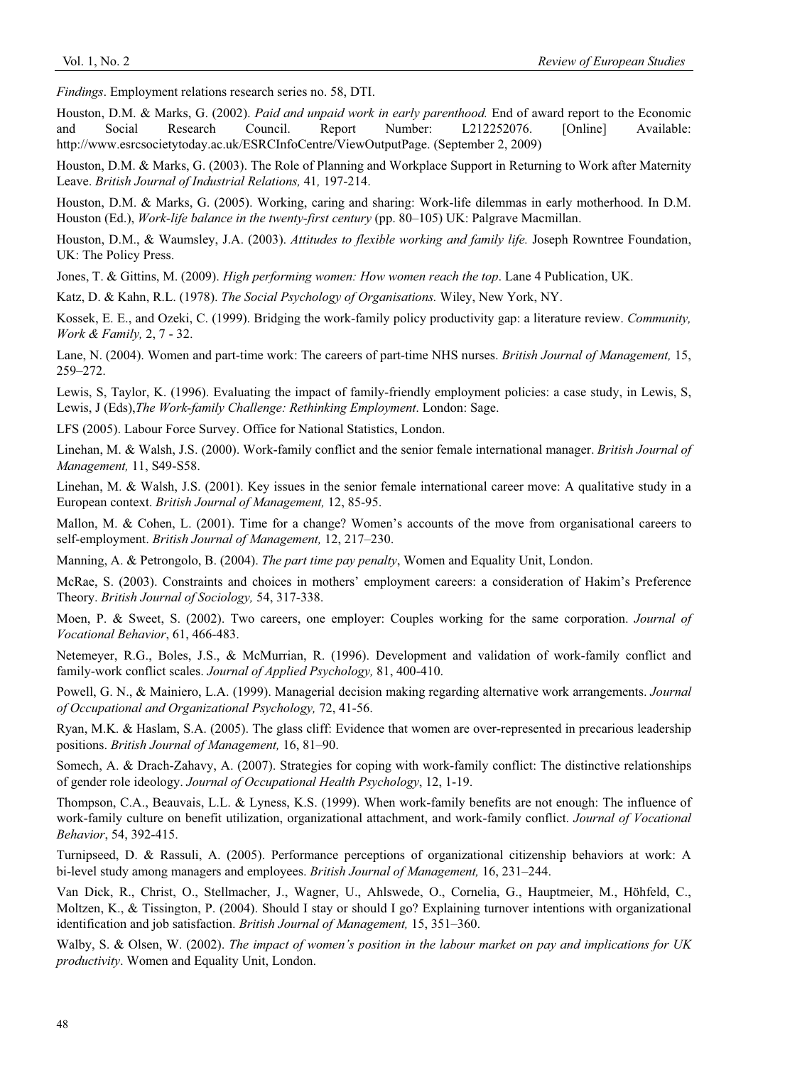*Findings*. Employment relations research series no. 58, DTI.

Houston, D.M. & Marks, G. (2002). *Paid and unpaid work in early parenthood.* End of award report to the Economic and Social Research Council. Report Number: L212252076. [Online] Available: http://www.esrcsocietytoday.ac.uk/ESRCInfoCentre/ViewOutputPage. (September 2, 2009)

Houston, D.M. & Marks, G. (2003). The Role of Planning and Workplace Support in Returning to Work after Maternity Leave. *British Journal of Industrial Relations,* 41*,* 197-214.

Houston, D.M. & Marks, G. (2005). Working, caring and sharing: Work-life dilemmas in early motherhood. In D.M. Houston (Ed.), *Work-life balance in the twenty-first century* (pp. 80–105) UK: Palgrave Macmillan.

Houston, D.M., & Waumsley, J.A. (2003). *Attitudes to flexible working and family life.* Joseph Rowntree Foundation, UK: The Policy Press.

Jones, T. & Gittins, M. (2009). *High performing women: How women reach the top*. Lane 4 Publication, UK.

Katz, D. & Kahn, R.L. (1978). *The Social Psychology of Organisations.* Wiley, New York, NY.

Kossek, E. E., and Ozeki, C. (1999). Bridging the work-family policy productivity gap: a literature review. *Community, Work & Family,* 2, 7 - 32.

Lane, N. (2004). Women and part-time work: The careers of part-time NHS nurses. *British Journal of Management,* 15, 259–272.

Lewis, S, Taylor, K. (1996). Evaluating the impact of family-friendly employment policies: a case study, in Lewis, S, Lewis, J (Eds),*The Work-family Challenge: Rethinking Employment*. London: Sage.

LFS (2005). Labour Force Survey. Office for National Statistics, London.

Linehan, M. & Walsh, J.S. (2000). Work-family conflict and the senior female international manager. *British Journal of Management,* 11, S49-S58.

Linehan, M. & Walsh, J.S. (2001). Key issues in the senior female international career move: A qualitative study in a European context. *British Journal of Management,* 12, 85-95.

Mallon, M. & Cohen, L. (2001). Time for a change? Women's accounts of the move from organisational careers to self-employment. *British Journal of Management,* 12, 217–230.

Manning, A. & Petrongolo, B. (2004). *The part time pay penalty*, Women and Equality Unit, London.

McRae, S. (2003). Constraints and choices in mothers' employment careers: a consideration of Hakim's Preference Theory. *British Journal of Sociology,* 54, 317-338.

Moen, P. & Sweet, S. (2002). Two careers, one employer: Couples working for the same corporation. *Journal of Vocational Behavior*, 61, 466-483.

Netemeyer, R.G., Boles, J.S., & McMurrian, R. (1996). Development and validation of work-family conflict and family-work conflict scales. *Journal of Applied Psychology,* 81, 400-410.

Powell, G. N., & Mainiero, L.A. (1999). Managerial decision making regarding alternative work arrangements. *Journal of Occupational and Organizational Psychology,* 72, 41-56.

Ryan, M.K. & Haslam, S.A. (2005). The glass cliff: Evidence that women are over-represented in precarious leadership positions. *British Journal of Management,* 16, 81–90.

Somech, A. & Drach-Zahavy, A. (2007). Strategies for coping with work-family conflict: The distinctive relationships of gender role ideology. *Journal of Occupational Health Psychology*, 12, 1-19.

Thompson, C.A., Beauvais, L.L. & Lyness, K.S. (1999). When work-family benefits are not enough: The influence of work-family culture on benefit utilization, organizational attachment, and work-family conflict. *Journal of Vocational Behavior*, 54, 392-415.

Turnipseed, D. & Rassuli, A. (2005). Performance perceptions of organizational citizenship behaviors at work: A bi-level study among managers and employees. *British Journal of Management,* 16, 231–244.

Van Dick, R., Christ, O., Stellmacher, J., Wagner, U., Ahlswede, O., Cornelia, G., Hauptmeier, M., Höhfeld, C., Moltzen, K., & Tissington, P. (2004). Should I stay or should I go? Explaining turnover intentions with organizational identification and job satisfaction. *British Journal of Management,* 15, 351–360.

Walby, S. & Olsen, W. (2002). *The impact of women's position in the labour market on pay and implications for UK productivity*. Women and Equality Unit, London.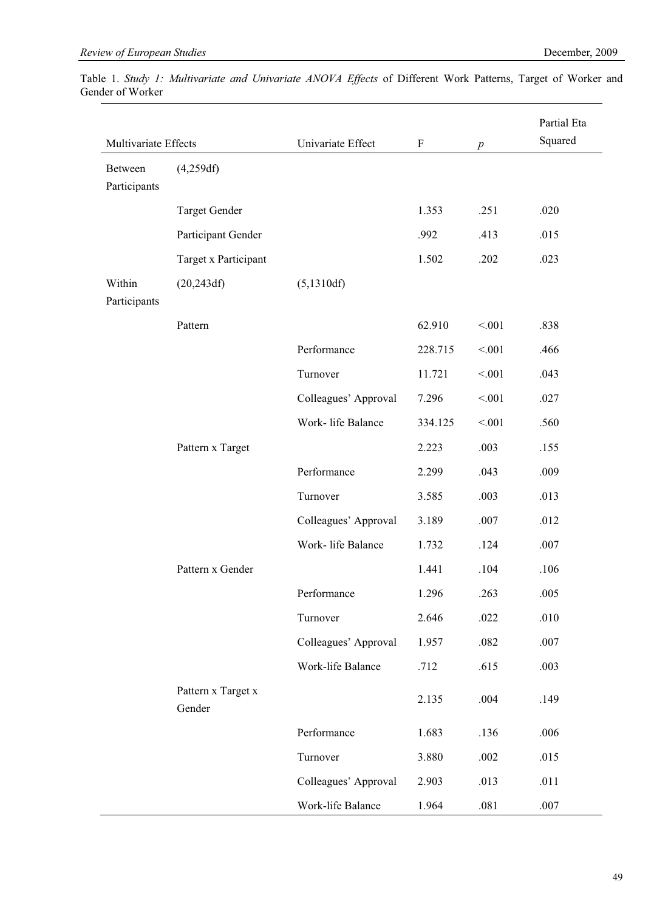Table 1. *Study 1: Multivariate and Univariate ANOVA Effects* of Different Work Patterns, Target of Worker and Gender of Worker

| Multivariate Effects | | Univariate Effect | F | *p* | Partial Eta Squared |
|---|---|---|---|---|---|
| Between Participants | (4,259df) | | | | |
| | Target Gender | | 1.353 | .251 | .020 |
| | Participant Gender | | .992 | .413 | .015 |
| | Target x Participant | | 1.502 | .202 | .023 |
| Within Participants | (20,243df) | (5,1310df) | | | |
| | Pattern | | 62.910 | <.001 | .838 |
| | | Performance | 228.715 | <.001 | .466 |
| | | Turnover | 11.721 | <.001 | .043 |
| | | Colleagues' Approval | 7.296 | <.001 | .027 |
| | | Work- life Balance | 334.125 | <.001 | .560 |
| | Pattern x Target | | 2.223 | .003 | .155 |
| | | Performance | 2.299 | .043 | .009 |
| | | Turnover | 3.585 | .003 | .013 |
| | | Colleagues' Approval | 3.189 | .007 | .012 |
| | | Work- life Balance | 1.732 | .124 | .007 |
| | Pattern x Gender | | 1.441 | .104 | .106 |
| | | Performance | 1.296 | .263 | .005 |
| | | Turnover | 2.646 | .022 | .010 |
| | | Colleagues' Approval | 1.957 | .082 | .007 |
| | | Work-life Balance | .712 | .615 | .003 |
| | Pattern x Target x Gender | | 2.135 | .004 | .149 |
| | | Performance | 1.683 | .136 | .006 |
| | | Turnover | 3.880 | .002 | .015 |
| | | Colleagues' Approval | 2.903 | .013 | .011 |
| | | Work-life Balance | 1.964 | .081 | .007 |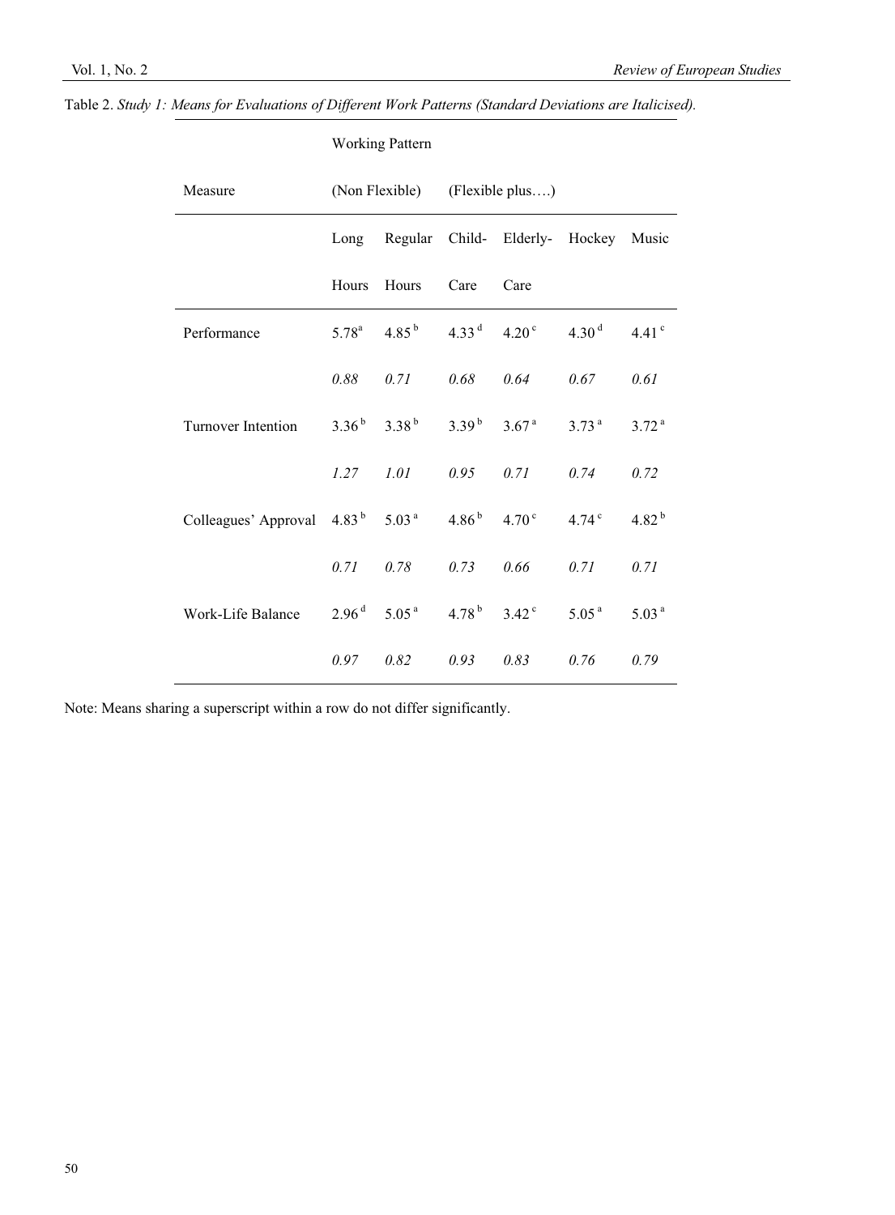Table 2. *Study 1: Means for Evaluations of Different Work Patterns (Standard Deviations are Italicised).*

| Measure | Working Pattern | | | | | |
|---|---|---|---|---|---|---|
| | (Non Flexible) | | (Flexible plus….) | | | |
| | Long Hours | Regular Hours | Child-Care | Elderly-Care | Hockey | Music |
| Performance | 5.78 [a] | 4.85 [b] | 4.33 [d] | 4.20 [c] | 4.30 [d] | 4.41 [c] |
| | *0.88* | *0.71* | *0.68* | *0.64* | *0.67* | *0.61* |
| Turnover Intention | 3.36 [b] | 3.38 [b] | 3.39 [b] | 3.67 [a] | 3.73 [a] | 3.72 [a] |
| | *1.27* | *1.01* | *0.95* | *0.71* | *0.74* | *0.72* |
| Colleagues' Approval | 4.83 [b] | 5.03 [a] | 4.86 [b] | 4.70 [c] | 4.74 [c] | 4.82 [b] |
| | *0.71* | *0.78* | *0.73* | *0.66* | *0.71* | *0.71* |
| Work-Life Balance | 2.96 [d] | 5.05 [a] | 4.78 [b] | 3.42 [c] | 5.05 [a] | 5.03 [a] |
| | *0.97* | *0.82* | *0.93* | *0.83* | *0.76* | *0.79* |

Note: Means sharing a superscript within a row do not differ significantly.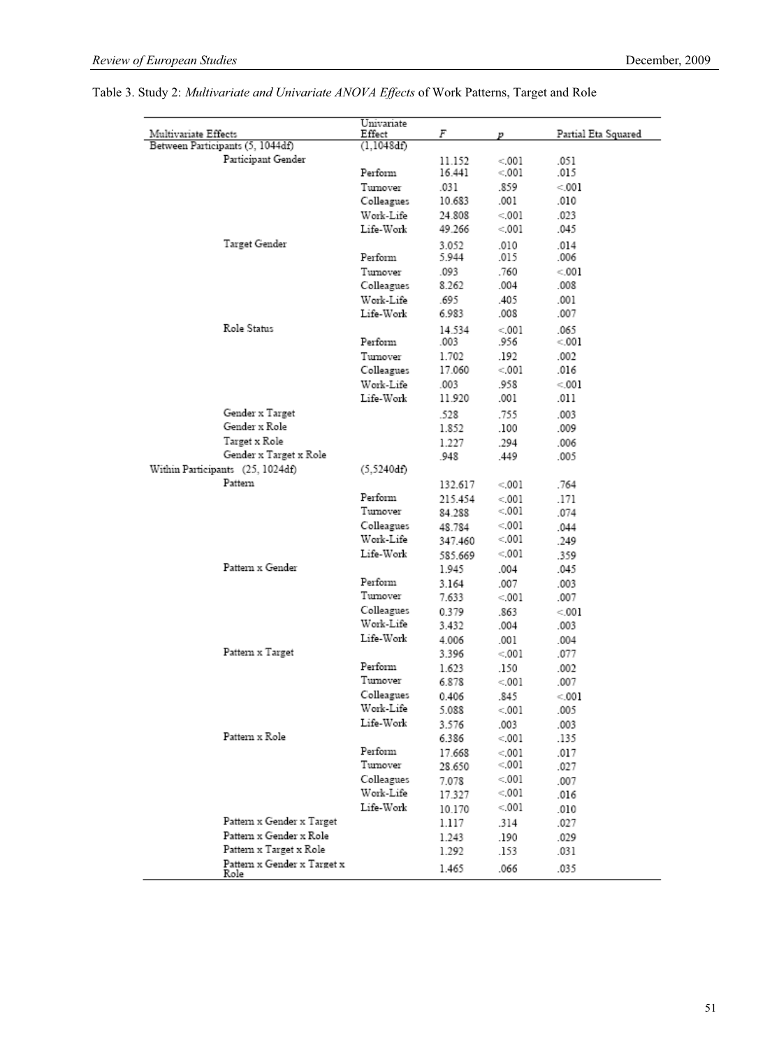Table 3. Study 2: *Multivariate and Univariate ANOVA Effects* of Work Patterns, Target and Role

| Multivariate Effects | Univariate Effect | F | p | Partial Eta Squared |
|---|---|---|---|---|
| Between Participants (5, 1044df) | (1,1048df) | | | |
| Participant Gender | | 11.152 | <.001 | .051 |
| | Perform | 16.441 | <.001 | .015 |
| | Turnover | .031 | .859 | <.001 |
| | Colleagues | 10.683 | .001 | .010 |
| | Work-Life | 24.808 | <.001 | .023 |
| | Life-Work | 49.266 | <.001 | .045 |
| Target Gender | | 3.052 | .010 | .014 |
| | Perform | 5.944 | .015 | .006 |
| | Turnover | .093 | .760 | <.001 |
| | Colleagues | 8.262 | .004 | .008 |
| | Work-Life | .695 | .405 | .001 |
| | Life-Work | 6.983 | .008 | .007 |
| Role Status | | 14.534 | <.001 | .065 |
| | Perform | .003 | .956 | <.001 |
| | Turnover | 1.702 | .192 | .002 |
| | Colleagues | 17.060 | <.001 | .016 |
| | Work-Life | .003 | .958 | <.001 |
| | Life-Work | 11.920 | .001 | .011 |
| Gender x Target | | .528 | .755 | .003 |
| Gender x Role | | 1.852 | .100 | .009 |
| Target x Role | | 1.227 | .294 | .006 |
| Gender x Target x Role | | .948 | .449 | .005 |
| Within Participants (25, 1024df) | (5,5240df) | | | |
| Pattern | | 132.617 | <.001 | .764 |
| | Perform | 215.454 | <.001 | .171 |
| | Turnover | 84.288 | <.001 | .074 |
| | Colleagues | 48.784 | <.001 | .044 |
| | Work-Life | 347.460 | <.001 | .249 |
| | Life-Work | 585.669 | <.001 | .359 |
| Pattern x Gender | | 1.945 | .004 | .045 |
| | Perform | 3.164 | .007 | .003 |
| | Turnover | 7.633 | <.001 | .007 |
| | Colleagues | 0.379 | .863 | <.001 |
| | Work-Life | 3.432 | .004 | .003 |
| | Life-Work | 4.006 | .001 | .004 |
| Pattern x Target | | 3.396 | <.001 | .077 |
| | Perform | 1.623 | .150 | .002 |
| | Turnover | 6.878 | <.001 | .007 |
| | Colleagues | 0.406 | .845 | <.001 |
| | Work-Life | 5.088 | <.001 | .005 |
| | Life-Work | 3.576 | .003 | .003 |
| Pattern x Role | | 6.386 | <.001 | .135 |
| | Perform | 17.668 | <.001 | .017 |
| | Turnover | 28.650 | <.001 | .027 |
| | Colleagues | 7.078 | <.001 | .007 |
| | Work-Life | 17.327 | <.001 | .016 |
| | Life-Work | 10.170 | <.001 | .010 |
| Pattern x Gender x Target | | 1.117 | .314 | .027 |
| Pattern x Gender x Role | | 1.243 | .190 | .029 |
| Pattern x Target x Role | | 1.292 | .153 | .031 |
| Pattern x Gender x Target x Role | | 1.465 | .066 | .035 |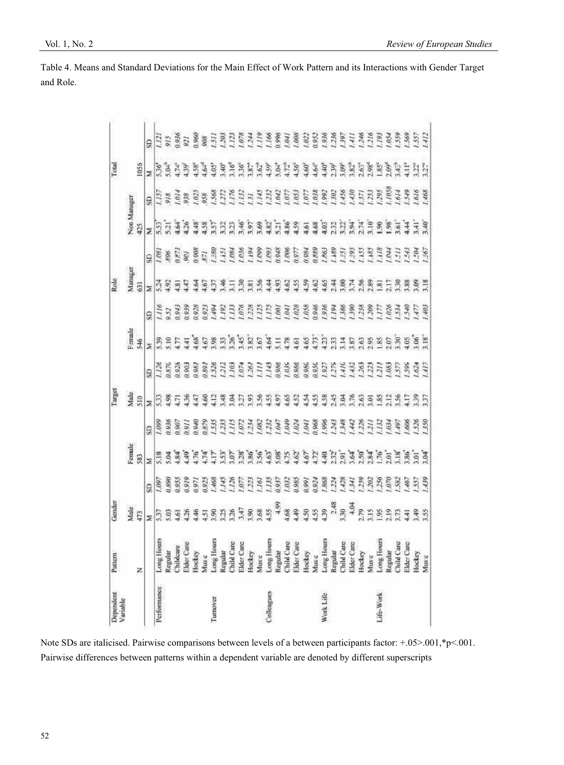Table 4. Means and Standard Deviations for the Main Effect of Work Pattern and its Interactions with Gender Target and Role.

| Dependent Variable | Pattern | Gender | | | | Target | | | | Role | | | | Total | |
|---|---|---|---|---|---|---|---|---|---|---|---|---|---|---|---|
| | | Male | | Female | | Male | | Female | | Manager | | Non Manager | | | |
| | N | 473 | | 583 | | 510 | | 546 | | 631 | | 425 | | 1056 | |
| | | M | SD | M | SD | M | SD | M | SD | M | SD | M | SD | M | SD |
| Performance | Long Hours | 5.37 | *1.097* | 5.18 | *1.099* | 5.33 | *1.126* | 5.39 | *1.116* | 5.24 | *1.081* | 5.53 | *1.157* | 5.36[a] | *1.121* |
| | Regular | 5.03 | *0.890* | 5.04 | *0.936* | 4.98 | *0.876* | 5.10 | *9.52* | 4.92 | *.896* | 5.21* | *.918* | 5.04[b] | *915* |
| | Childcare | 4.61 | *0.955* | 4.84* | *0.907* | 4.71 | *0.925* | 4.77 | *0.943* | 4.81 | *0.873* | 4.64 | *1.014* | 4.74[c] | *0.936* |
| | Elder Care | 4.26 | *0.919* | 4.49* | *0.911* | 4.36 | *0.903* | 4.41 | *0.939* | 4.47 | *901* | 4.26* | *938* | 4.39[f] | *921* |
| | Hockey | 4.46 | *0.971* | 4.76* | *0.940* | 4.47 | *0.981* | 4.68* | *0.928* | 4.64 | *0.908* | 4.48 | *1.025* | 4.58[e] | *0.960* |
| | Music | 4.51 | *0.925* | 4.74* | *0.879* | 4.60 | *0.891* | 4.67 | *0.923* | 4.67 | *.871* | 4.58 | *.958* | 4.64[d] | *908* |
| Turnover | Long Hours | 3.90 | *1.468* | 4.17+ | *1.535* | 4.12 | *1.526* | 3.98 | *1.494* | 4.37 | *1.280* | 3.57* | *1.568* | 4.05[a] | *1.511* |
| | Regular | 3.25 | *1.145* | 3.53* | *1.235* | 3.48 | *1.212* | 3.33 | *1.192* | 3.46 | *1.151* | 3.32 | *1.272* | 3.40[c] | *1.203* |
| | Child Care | 3.26 | *1.126* | 3.07+ | *1.115* | 3.04 | *1.103* | 3.26* | *1.133* | 3.11 | *1.084* | 3.23 | *1.176* | 3.16[d] | *1.123* |
| | Elder Care | 3.47 | *1.077* | 3.28+ | *1.072* | 3.27 | *1.074* | 3.45* | *1.076* | 3.30 | *1.036* | 3.46* | *1.132* | 3.36[c] | *1.078* |
| | Hockey | 3.90 | *1.223* | 3.86* | *1.234* | 3.93 | *1.261* | 3.82+ | *1.228* | 3.81 | *1.194* | 3.97* | *1.31* | 3.87[a] | *1.244* |
| | Music | 3.68 | *1.161* | 3.56* | *1.082* | 3.56 | *1.111* | 3.67 | *1.125* | 3.56 | *1.099* | 3.69 | *1.145* | 3.62[b] | *1.119* |
| Colleagues | Long Hours | 4.55 | *1.135* | 4.63* | *1.232* | 4.55 | *1.145* | 4.64+ | *1.175* | 4.44 | *1.093* | 4.82* | *1.232* | 4.59[c] | *1.166* |
| | Regular | 4.99 | *0.937* | 5.08* | *1.047* | 4.97 | *0.986* | 5.11 | *1.001* | 4.93 | *0.948* | 5.21* | *1.042* | 5.04[a] | *0.996* |
| | Child Care | 4.68 | *1.032* | 4.75 | *1.049* | 4.65 | *1.036* | 4.78 | *1.041* | 4.62 | *1.006* | 4.86* | *1.077* | 4.72[b] | *1.041* |
| | Elder Care | 4.49 | *0.985* | 4.62* | *1.024* | 4.52 | *0.986* | 4.61 | *1.028* | 4.55 | *0.977* | 4.59 | *1.053* | 4.56[c] | *1.008* |
| | Hockey | 4.50 | *0.991* | 4.67* | *1.041* | 4.54 | *0.986* | 4.65 | *1.058* | 4.59 | *0.984* | 4.61 | *1.077* | 4.60[c] | *1.022* |
| | Music | 4.55 | *0.924* | 4.72 | *0.968* | 4.55 | *0.956* | 4.73+ | *0.946* | 4.62 | *0.889* | 4.68 | *1.038* | 4.64[c] | *0.952* |
| Work Life | Long Hours | 4.39 | *1.868* | 4.40 | *1.996* | 4.58 | *1.927* | 4.23+ | *1.936* | 4.65 | *1.863* | 4.03* | *1.992* | 4.40[a] | *1.936* |
| | Regular | 2.48 | *1.224* | 2.32* | *1.243* | 2.45 | *1.275* | 2.33 | *1.194* | 2.44 | *1.189* | 2.32 | *1.302* | 2.39[f] | *1.236* |
| | Child Care | 3.30 | *1.428* | 2.91* | *1.348* | 3.04 | *1.416* | 3.14 | *1.386* | 3.00 | *1.251* | 3.22* | *1.456* | 3.09[c] | *1.397* |
| | Elder Care | 4.04 | *1.341* | 3.64* | *1.442* | 3.76 | *1.432* | 3.87 | *1.390* | 3.74 | *1.293* | 3.94* | *1.430* | 3.82[b] | *1.411* |
| | Hockey | 2.79 | *1.259* | 2.50* | *1.226* | 2.63 | *1.263* | 2.63 | *1.238* | 2.56 | *1.155* | 2.74* | *1.371* | 2.65[e] | *1.246* |
| | Music | 3.15 | *1.202* | 2.84* | *1.211* | 3.01 | *1.223* | 2.95 | *1.209* | 2.89 | *1.185* | 3.10 | *1.253* | 2.98[d] | *1.216* |
| Life-Work | Long Hours | 1.95 | *1.256* | 1.76* | *1.132* | 1.85 | *1.211* | 1.85 | *1.177* | 1.81 | *1.118* | 1.90 | *1.295* | 1.85[f] | *1.193* |
| | Regular | 2.19 | *1.070* | 2.01* | *1.034* | 2.12 | *1.083* | 2.07 | *1.026* | 2.17 | *1.044* | 1.98* | *1.1058* | 2.09[d] | *1.054* |
| | Child Care | 3.73 | *1.582* | 3.18* | *1.497* | 3.56 | *1.577* | 3.30* | *1.534* | 3.30 | *1.511* | 3.61* | *1.614* | 3.43[b] | *1.559* |
| | Elder Care | 4.41 | *1.467* | 3.86* | *1.606* | 4.17 | *1.595* | 4.05 | *1.540* | 3.88 | *1.543* | 4.44* | *1.549* | 4.11[a] | *1.569* |
| | Hockey | 3.49 | *1.557* | 3.01* | *1.326* | 3.39 | *1.624* | 3.06* | *1.477* | 3.09 | *1.504* | 3.41* | *1.616* | 3.22[c] | *1.557* |
| | Music | 3.55 | *1.439* | 3.04* | *1.350* | 3.37 | *1.417* | 3.18+ | *1.403* | 3.18 | *1.367* | 3.40* | *1.468* | 3.27[c] | *1.412* |

Note SDs are italicised. Pairwise comparisons between levels of a between participants factor: +.05>.001,*p<.001. Pairwise differences between patterns within a dependent variable are denoted by different superscripts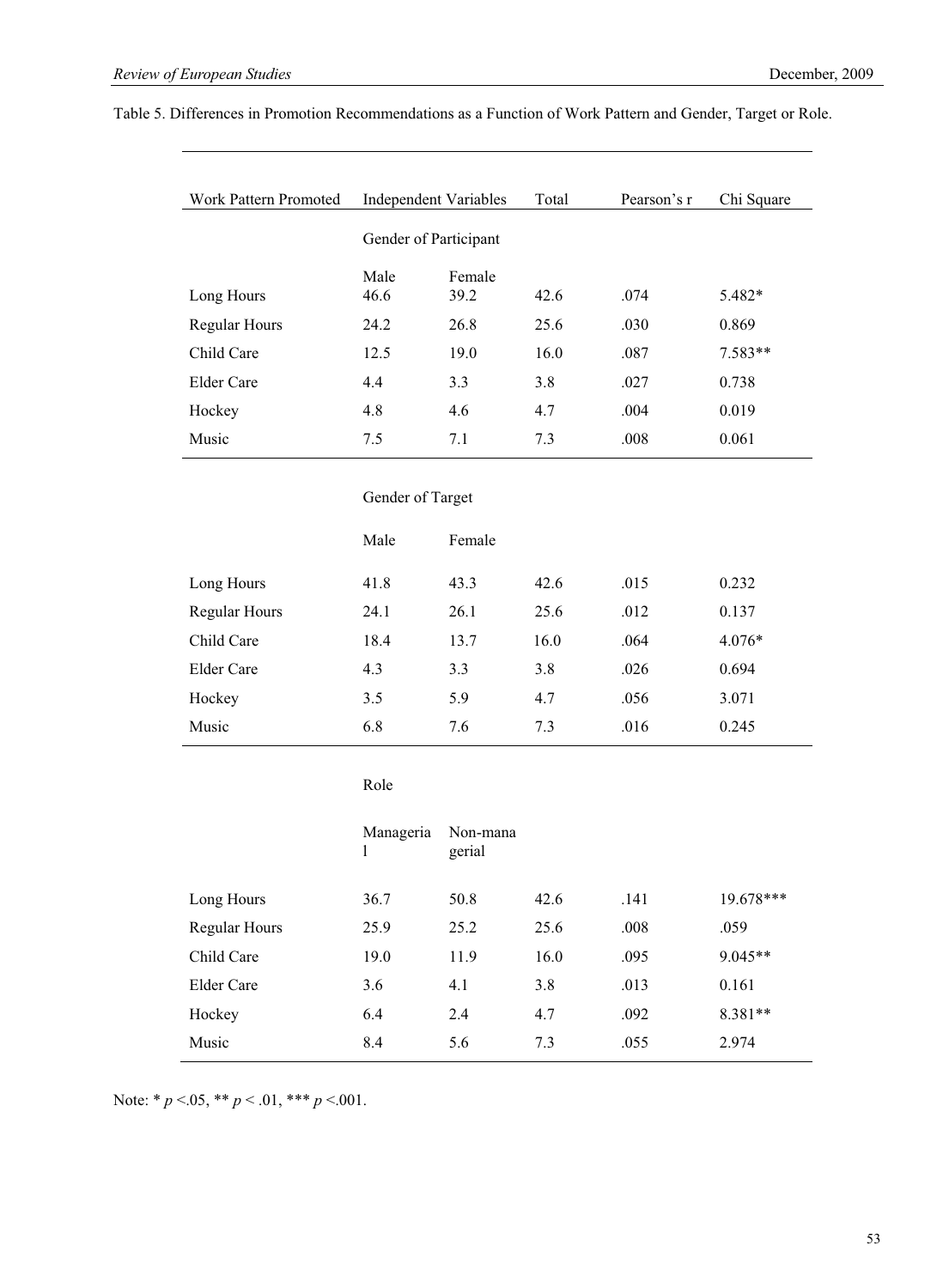Table 5. Differences in Promotion Recommendations as a Function of Work Pattern and Gender, Target or Role.

| Work Pattern Promoted | Independent Variables | | Total | Pearson's r | Chi Square |
|---|---|---|---|---|---|
| | Gender of Participant | | | | |
| | Male | Female | | | |
| Long Hours | 46.6 | 39.2 | 42.6 | .074 | 5.482* |
| Regular Hours | 24.2 | 26.8 | 25.6 | .030 | 0.869 |
| Child Care | 12.5 | 19.0 | 16.0 | .087 | 7.583** |
| Elder Care | 4.4 | 3.3 | 3.8 | .027 | 0.738 |
| Hockey | 4.8 | 4.6 | 4.7 | .004 | 0.019 |
| Music | 7.5 | 7.1 | 7.3 | .008 | 0.061 |
| | Gender of Target | | | | |
| | Male | Female | | | |
| Long Hours | 41.8 | 43.3 | 42.6 | .015 | 0.232 |
| Regular Hours | 24.1 | 26.1 | 25.6 | .012 | 0.137 |
| Child Care | 18.4 | 13.7 | 16.0 | .064 | 4.076* |
| Elder Care | 4.3 | 3.3 | 3.8 | .026 | 0.694 |
| Hockey | 3.5 | 5.9 | 4.7 | .056 | 3.071 |
| Music | 6.8 | 7.6 | 7.3 | .016 | 0.245 |
| | Role | | | | |
| | Managerial | Non-managerial | | | |
| Long Hours | 36.7 | 50.8 | 42.6 | .141 | 19.678*** |
| Regular Hours | 25.9 | 25.2 | 25.6 | .008 | .059 |
| Child Care | 19.0 | 11.9 | 16.0 | .095 | 9.045** |
| Elder Care | 3.6 | 4.1 | 3.8 | .013 | 0.161 |
| Hockey | 6.4 | 2.4 | 4.7 | .092 | 8.381** |
| Music | 8.4 | 5.6 | 7.3 | .055 | 2.974 |

Note: * $p < .05$, ** $p < .01$, *** $p < .001$.